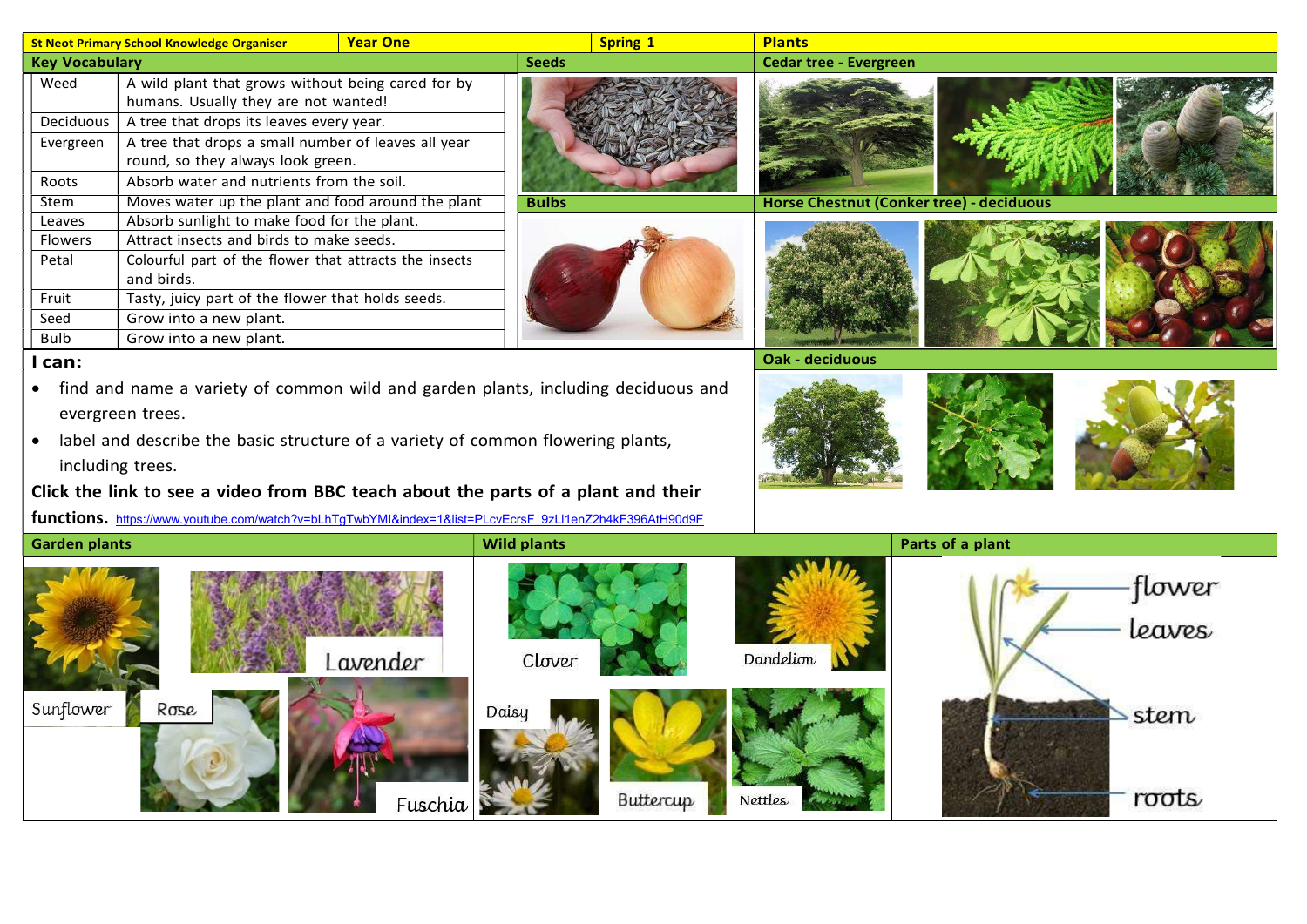| St Neot Primary School Knowledge Organiser | Year One | Spring 1 | Plants |
|---|---|---|---|

## Key Vocabulary

| Word | Meaning |
|---|---|
| Weed | A wild plant that grows without being cared for by humans. Usually they are not wanted! |
| Deciduous | A tree that drops its leaves every year. |
| Evergreen | A tree that drops a small number of leaves all year round, so they always look green. |
| Roots | Absorb water and nutrients from the soil. |
| Stem | Moves water up the plant and food around the plant |
| Leaves | Absorb sunlight to make food for the plant. |
| Flowers | Attract insects and birds to make seeds. |
| Petal | Colourful part of the flower that attracts the insects and birds. |
| Fruit | Tasty, juicy part of the flower that holds seeds. |
| Seed | Grow into a new plant. |
| Bulb | Grow into a new plant. |

## Seeds

## Bulbs

## Cedar tree - Evergreen

## Horse Chestnut (Conker tree) - deciduous

## Oak - deciduous

## I can:

- find and name a variety of common wild and garden plants, including deciduous and evergreen trees.
- label and describe the basic structure of a variety of common flowering plants, including trees.

**Click the link to see a video from BBC teach about the parts of a plant and their functions.** https://www.youtube.com/watch?v=bLhTgTwbYMI&index=1&list=PLcvEcrsF_9zLI1enZ2h4kF396AtH90d9F

## Garden plants

Sunflower, Lavender, Rose, Fuschia

## Wild plants

Clover, Dandelion, Daisy, Buttercup, Nettles

## Parts of a plant

flower, leaves, stem, roots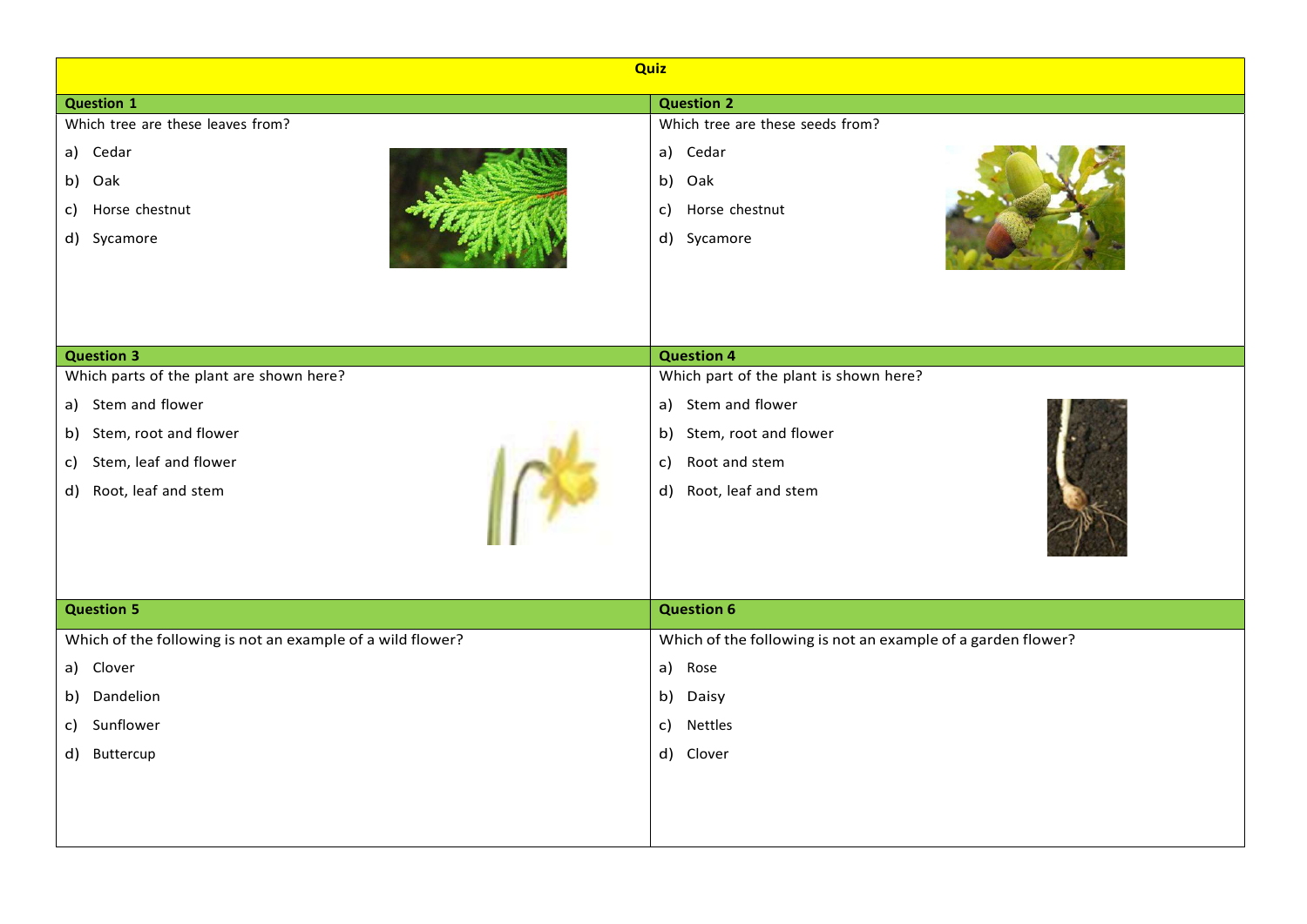# Quiz

## Question 1

Which tree are these leaves from?

a) Cedar

b) Oak

c) Horse chestnut

d) Sycamore

## Question 2

Which tree are these seeds from?

a) Cedar

b) Oak

c) Horse chestnut

d) Sycamore

## Question 3

Which parts of the plant are shown here?

a) Stem and flower

b) Stem, root and flower

c) Stem, leaf and flower

d) Root, leaf and stem

## Question 4

Which part of the plant is shown here?

a) Stem and flower

b) Stem, root and flower

c) Root and stem

d) Root, leaf and stem

## Question 5

Which of the following is not an example of a wild flower?

a) Clover

b) Dandelion

c) Sunflower

d) Buttercup

## Question 6

Which of the following is not an example of a garden flower?

a) Rose

b) Daisy

c) Nettles

d) Clover